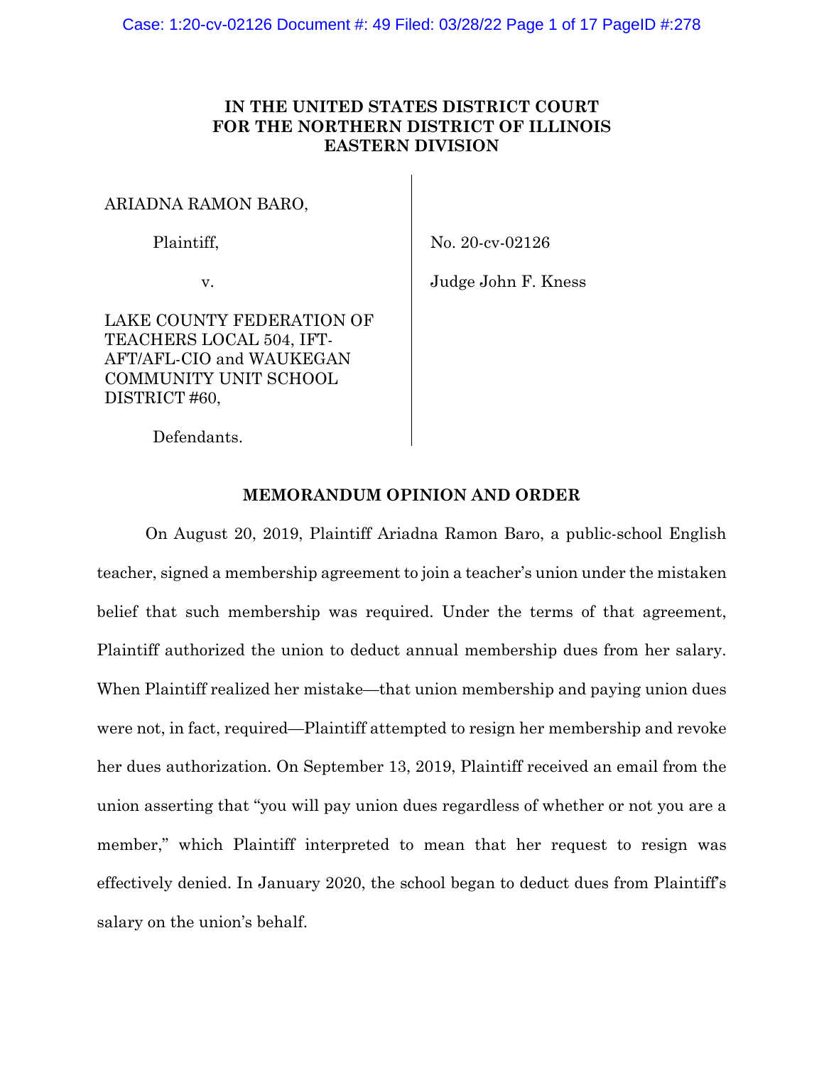**IN THE UNITED STATES DISTRICT COURT**
**FOR THE NORTHERN DISTRICT OF ILLINOIS**
**EASTERN DIVISION**

ARIADNA RAMON BARO,

Plaintiff,

v.

LAKE COUNTY FEDERATION OF TEACHERS LOCAL 504, IFT-AFT/AFL-CIO and WAUKEGAN COMMUNITY UNIT SCHOOL DISTRICT #60,

Defendants.

No. 20-cv-02126

Judge John F. Kness

**MEMORANDUM OPINION AND ORDER**

On August 20, 2019, Plaintiff Ariadna Ramon Baro, a public-school English teacher, signed a membership agreement to join a teacher's union under the mistaken belief that such membership was required. Under the terms of that agreement, Plaintiff authorized the union to deduct annual membership dues from her salary. When Plaintiff realized her mistake—that union membership and paying union dues were not, in fact, required—Plaintiff attempted to resign her membership and revoke her dues authorization. On September 13, 2019, Plaintiff received an email from the union asserting that "you will pay union dues regardless of whether or not you are a member," which Plaintiff interpreted to mean that her request to resign was effectively denied. In January 2020, the school began to deduct dues from Plaintiff's salary on the union's behalf.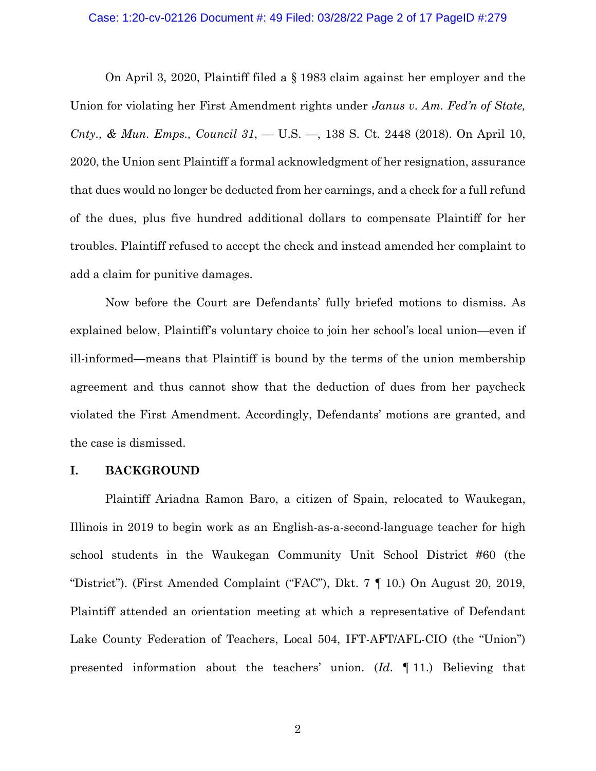On April 3, 2020, Plaintiff filed a § 1983 claim against her employer and the Union for violating her First Amendment rights under *Janus v. Am. Fed'n of State, Cnty., & Mun. Emps., Council 31*, — U.S. —, 138 S. Ct. 2448 (2018). On April 10, 2020, the Union sent Plaintiff a formal acknowledgment of her resignation, assurance that dues would no longer be deducted from her earnings, and a check for a full refund of the dues, plus five hundred additional dollars to compensate Plaintiff for her troubles. Plaintiff refused to accept the check and instead amended her complaint to add a claim for punitive damages.

Now before the Court are Defendants' fully briefed motions to dismiss. As explained below, Plaintiff's voluntary choice to join her school's local union—even if ill-informed—means that Plaintiff is bound by the terms of the union membership agreement and thus cannot show that the deduction of dues from her paycheck violated the First Amendment. Accordingly, Defendants' motions are granted, and the case is dismissed.

## I. BACKGROUND

Plaintiff Ariadna Ramon Baro, a citizen of Spain, relocated to Waukegan, Illinois in 2019 to begin work as an English-as-a-second-language teacher for high school students in the Waukegan Community Unit School District #60 (the "District"). (First Amended Complaint ("FAC"), Dkt. 7 ¶ 10.) On August 20, 2019, Plaintiff attended an orientation meeting at which a representative of Defendant Lake County Federation of Teachers, Local 504, IFT-AFT/AFL-CIO (the "Union") presented information about the teachers' union. (*Id.* ¶ 11.) Believing that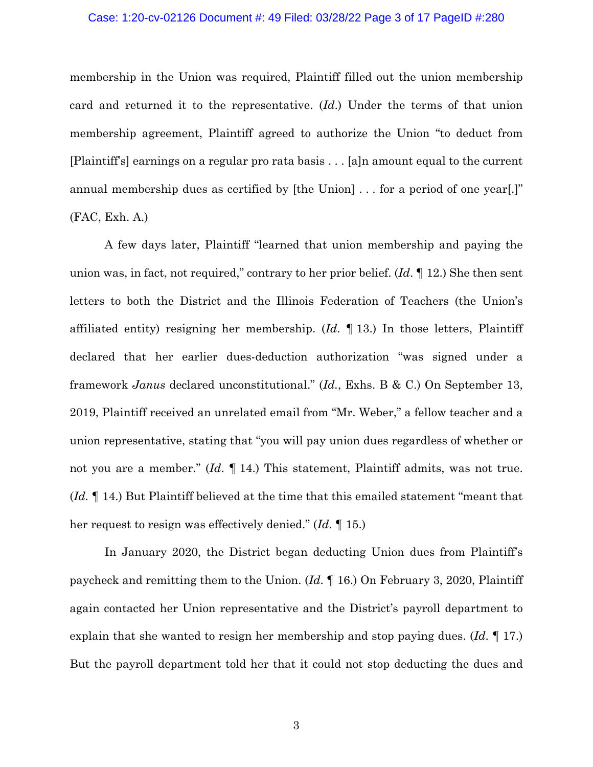membership in the Union was required, Plaintiff filled out the union membership card and returned it to the representative. (*Id.*) Under the terms of that union membership agreement, Plaintiff agreed to authorize the Union "to deduct from [Plaintiff's] earnings on a regular pro rata basis . . . [a]n amount equal to the current annual membership dues as certified by [the Union] . . . for a period of one year[.]" (FAC, Exh. A.)

A few days later, Plaintiff "learned that union membership and paying the union was, in fact, not required," contrary to her prior belief. (*Id.* ¶ 12.) She then sent letters to both the District and the Illinois Federation of Teachers (the Union's affiliated entity) resigning her membership. (*Id.* ¶ 13.) In those letters, Plaintiff declared that her earlier dues-deduction authorization "was signed under a framework *Janus* declared unconstitutional." (*Id.*, Exhs. B & C.) On September 13, 2019, Plaintiff received an unrelated email from "Mr. Weber," a fellow teacher and a union representative, stating that "you will pay union dues regardless of whether or not you are a member." (*Id.* ¶ 14.) This statement, Plaintiff admits, was not true. (*Id.* ¶ 14.) But Plaintiff believed at the time that this emailed statement "meant that her request to resign was effectively denied." (*Id.* ¶ 15.)

In January 2020, the District began deducting Union dues from Plaintiff's paycheck and remitting them to the Union. (*Id.* ¶ 16.) On February 3, 2020, Plaintiff again contacted her Union representative and the District's payroll department to explain that she wanted to resign her membership and stop paying dues. (*Id.* ¶ 17.) But the payroll department told her that it could not stop deducting the dues and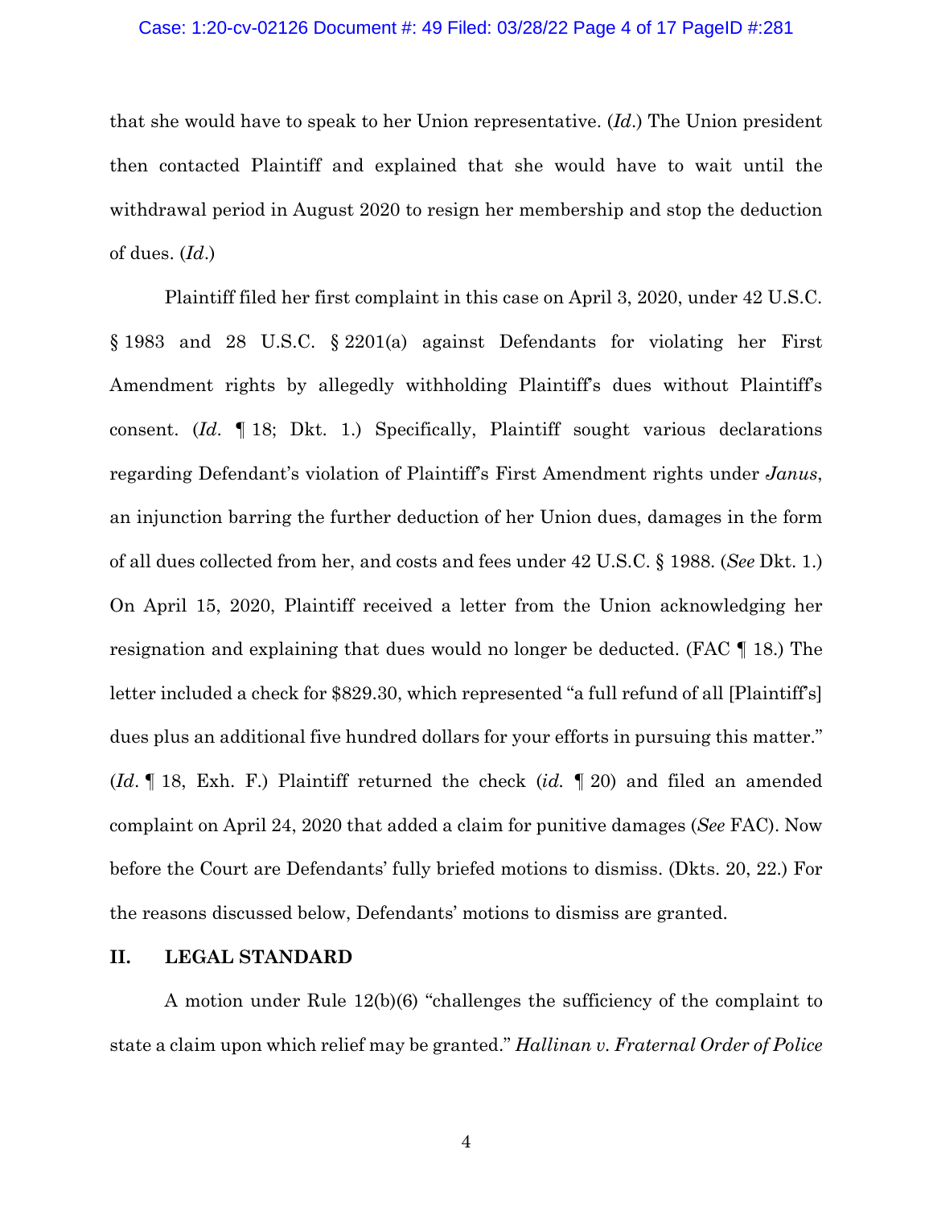that she would have to speak to her Union representative. (*Id.*) The Union president then contacted Plaintiff and explained that she would have to wait until the withdrawal period in August 2020 to resign her membership and stop the deduction of dues. (*Id.*)

Plaintiff filed her first complaint in this case on April 3, 2020, under 42 U.S.C. § 1983 and 28 U.S.C. § 2201(a) against Defendants for violating her First Amendment rights by allegedly withholding Plaintiff's dues without Plaintiff's consent. (*Id.* ¶ 18; Dkt. 1.) Specifically, Plaintiff sought various declarations regarding Defendant's violation of Plaintiff's First Amendment rights under *Janus*, an injunction barring the further deduction of her Union dues, damages in the form of all dues collected from her, and costs and fees under 42 U.S.C. § 1988. (*See* Dkt. 1.) On April 15, 2020, Plaintiff received a letter from the Union acknowledging her resignation and explaining that dues would no longer be deducted. (FAC ¶ 18.) The letter included a check for $829.30, which represented "a full refund of all [Plaintiff's] dues plus an additional five hundred dollars for your efforts in pursuing this matter." (*Id.* ¶ 18, Exh. F.) Plaintiff returned the check (*id.* ¶ 20) and filed an amended complaint on April 24, 2020 that added a claim for punitive damages (*See* FAC). Now before the Court are Defendants' fully briefed motions to dismiss. (Dkts. 20, 22.) For the reasons discussed below, Defendants' motions to dismiss are granted.

## II. LEGAL STANDARD

A motion under Rule 12(b)(6) "challenges the sufficiency of the complaint to state a claim upon which relief may be granted." *Hallinan v. Fraternal Order of Police*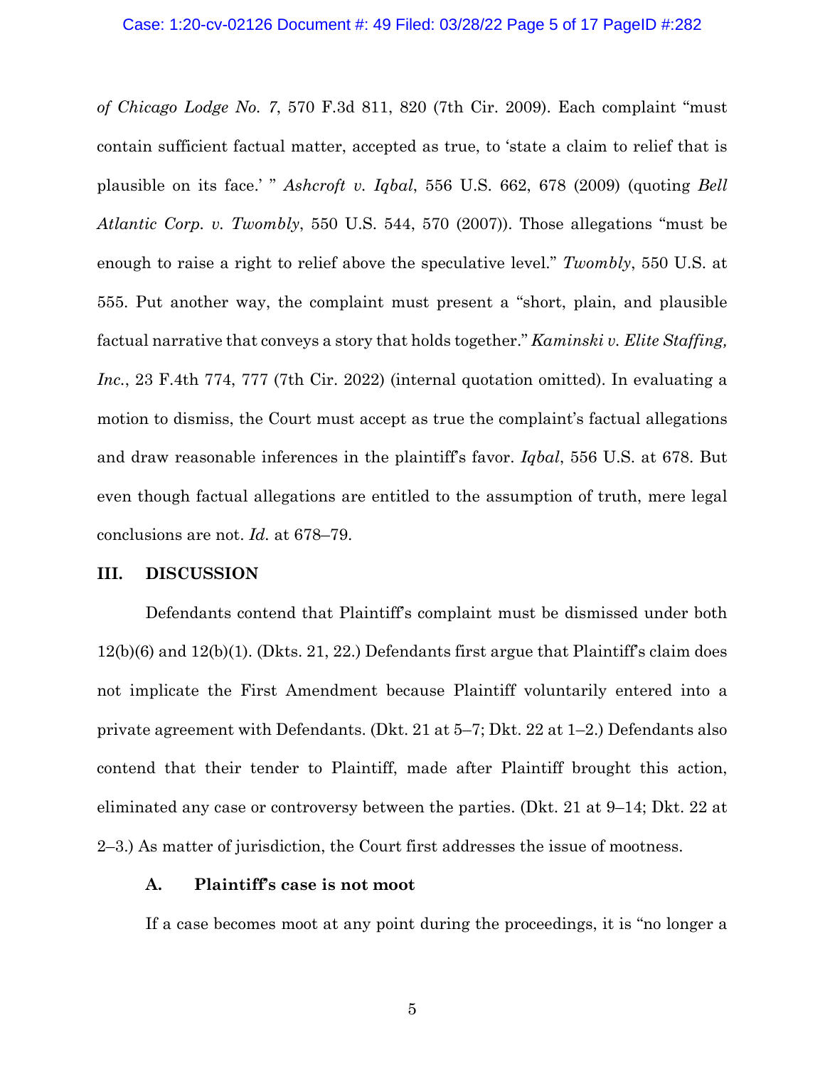*of Chicago Lodge No. 7*, 570 F.3d 811, 820 (7th Cir. 2009). Each complaint "must contain sufficient factual matter, accepted as true, to 'state a claim to relief that is plausible on its face.' " *Ashcroft v. Iqbal*, 556 U.S. 662, 678 (2009) (quoting *Bell Atlantic Corp. v. Twombly*, 550 U.S. 544, 570 (2007)). Those allegations "must be enough to raise a right to relief above the speculative level." *Twombly*, 550 U.S. at 555. Put another way, the complaint must present a "short, plain, and plausible factual narrative that conveys a story that holds together." *Kaminski v. Elite Staffing, Inc.*, 23 F.4th 774, 777 (7th Cir. 2022) (internal quotation omitted). In evaluating a motion to dismiss, the Court must accept as true the complaint's factual allegations and draw reasonable inferences in the plaintiff's favor. *Iqbal*, 556 U.S. at 678. But even though factual allegations are entitled to the assumption of truth, mere legal conclusions are not. *Id.* at 678–79.

## III. DISCUSSION

Defendants contend that Plaintiff's complaint must be dismissed under both 12(b)(6) and 12(b)(1). (Dkts. 21, 22.) Defendants first argue that Plaintiff's claim does not implicate the First Amendment because Plaintiff voluntarily entered into a private agreement with Defendants. (Dkt. 21 at 5–7; Dkt. 22 at 1–2.) Defendants also contend that their tender to Plaintiff, made after Plaintiff brought this action, eliminated any case or controversy between the parties. (Dkt. 21 at 9–14; Dkt. 22 at 2–3.) As matter of jurisdiction, the Court first addresses the issue of mootness.

### A. Plaintiff's case is not moot

If a case becomes moot at any point during the proceedings, it is "no longer a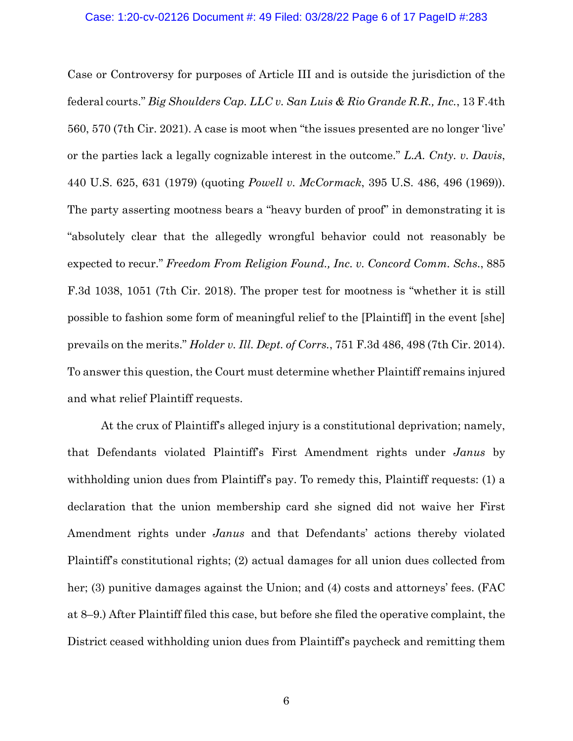Case or Controversy for purposes of Article III and is outside the jurisdiction of the federal courts." *Big Shoulders Cap. LLC v. San Luis & Rio Grande R.R., Inc.*, 13 F.4th 560, 570 (7th Cir. 2021). A case is moot when "the issues presented are no longer 'live' or the parties lack a legally cognizable interest in the outcome." *L.A. Cnty. v. Davis*, 440 U.S. 625, 631 (1979) (quoting *Powell v. McCormack*, 395 U.S. 486, 496 (1969)). The party asserting mootness bears a "heavy burden of proof" in demonstrating it is "absolutely clear that the allegedly wrongful behavior could not reasonably be expected to recur." *Freedom From Religion Found., Inc. v. Concord Comm. Schs.*, 885 F.3d 1038, 1051 (7th Cir. 2018). The proper test for mootness is "whether it is still possible to fashion some form of meaningful relief to the [Plaintiff] in the event [she] prevails on the merits." *Holder v. Ill. Dept. of Corrs.*, 751 F.3d 486, 498 (7th Cir. 2014). To answer this question, the Court must determine whether Plaintiff remains injured and what relief Plaintiff requests.

At the crux of Plaintiff's alleged injury is a constitutional deprivation; namely, that Defendants violated Plaintiff's First Amendment rights under *Janus* by withholding union dues from Plaintiff's pay. To remedy this, Plaintiff requests: (1) a declaration that the union membership card she signed did not waive her First Amendment rights under *Janus* and that Defendants' actions thereby violated Plaintiff's constitutional rights; (2) actual damages for all union dues collected from her; (3) punitive damages against the Union; and (4) costs and attorneys' fees. (FAC at 8–9.) After Plaintiff filed this case, but before she filed the operative complaint, the District ceased withholding union dues from Plaintiff's paycheck and remitting them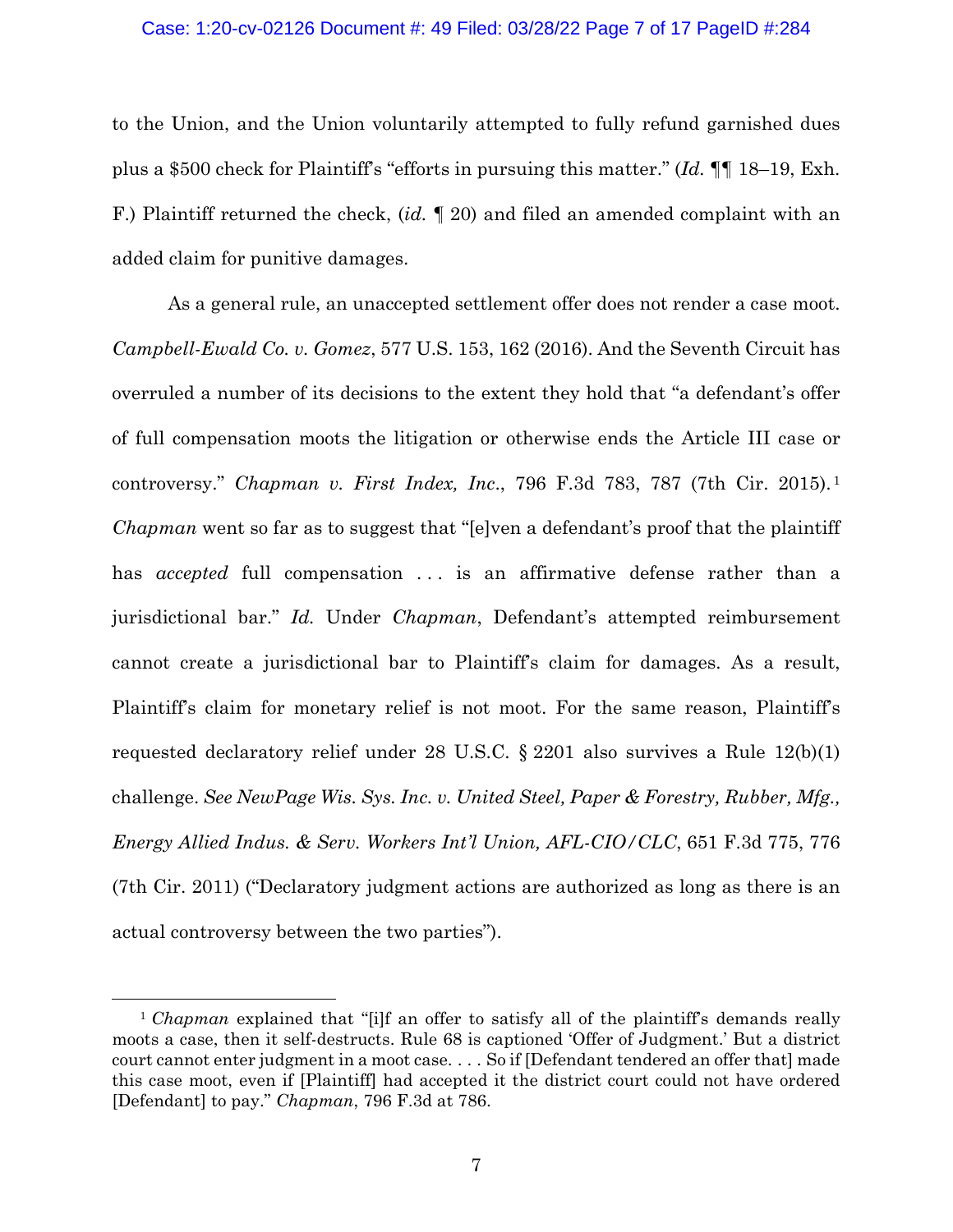to the Union, and the Union voluntarily attempted to fully refund garnished dues plus a $500 check for Plaintiff's "efforts in pursuing this matter." (*Id.* ¶¶ 18–19, Exh. F.) Plaintiff returned the check, (*id.* ¶ 20) and filed an amended complaint with an added claim for punitive damages.

As a general rule, an unaccepted settlement offer does not render a case moot. *Campbell-Ewald Co. v. Gomez*, 577 U.S. 153, 162 (2016). And the Seventh Circuit has overruled a number of its decisions to the extent they hold that "a defendant's offer of full compensation moots the litigation or otherwise ends the Article III case or controversy." *Chapman v. First Index, Inc.*, 796 F.3d 783, 787 (7th Cir. 2015).[1] *Chapman* went so far as to suggest that "[e]ven a defendant's proof that the plaintiff has *accepted* full compensation . . . is an affirmative defense rather than a jurisdictional bar." *Id.* Under *Chapman*, Defendant's attempted reimbursement cannot create a jurisdictional bar to Plaintiff's claim for damages. As a result, Plaintiff's claim for monetary relief is not moot. For the same reason, Plaintiff's requested declaratory relief under 28 U.S.C. § 2201 also survives a Rule 12(b)(1) challenge. *See NewPage Wis. Sys. Inc. v. United Steel, Paper & Forestry, Rubber, Mfg., Energy Allied Indus. & Serv. Workers Int'l Union, AFL-CIO/CLC*, 651 F.3d 775, 776 (7th Cir. 2011) ("Declaratory judgment actions are authorized as long as there is an actual controversy between the two parties").

---

[1] *Chapman* explained that "[i]f an offer to satisfy all of the plaintiff's demands really moots a case, then it self-destructs. Rule 68 is captioned 'Offer of Judgment.' But a district court cannot enter judgment in a moot case. . . . So if [Defendant tendered an offer that] made this case moot, even if [Plaintiff] had accepted it the district court could not have ordered [Defendant] to pay." *Chapman*, 796 F.3d at 786.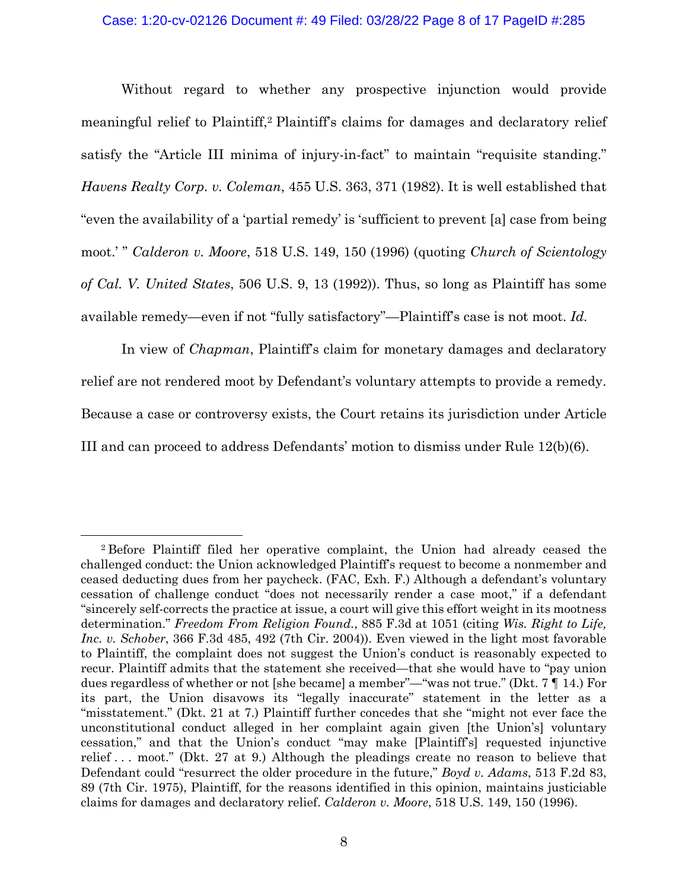Without regard to whether any prospective injunction would provide meaningful relief to Plaintiff,[2] Plaintiff's claims for damages and declaratory relief satisfy the "Article III minima of injury-in-fact" to maintain "requisite standing." *Havens Realty Corp. v. Coleman*, 455 U.S. 363, 371 (1982). It is well established that "even the availability of a 'partial remedy' is 'sufficient to prevent [a] case from being moot.' " *Calderon v. Moore*, 518 U.S. 149, 150 (1996) (quoting *Church of Scientology of Cal. V. United States*, 506 U.S. 9, 13 (1992)). Thus, so long as Plaintiff has some available remedy—even if not "fully satisfactory"—Plaintiff's case is not moot. *Id.*

In view of *Chapman*, Plaintiff's claim for monetary damages and declaratory relief are not rendered moot by Defendant's voluntary attempts to provide a remedy. Because a case or controversy exists, the Court retains its jurisdiction under Article III and can proceed to address Defendants' motion to dismiss under Rule 12(b)(6).

---

[2] Before Plaintiff filed her operative complaint, the Union had already ceased the challenged conduct: the Union acknowledged Plaintiff's request to become a nonmember and ceased deducting dues from her paycheck. (FAC, Exh. F.) Although a defendant's voluntary cessation of challenge conduct "does not necessarily render a case moot," if a defendant "sincerely self-corrects the practice at issue, a court will give this effort weight in its mootness determination." *Freedom From Religion Found.*, 885 F.3d at 1051 (citing *Wis. Right to Life, Inc. v. Schober*, 366 F.3d 485, 492 (7th Cir. 2004)). Even viewed in the light most favorable to Plaintiff, the complaint does not suggest the Union's conduct is reasonably expected to recur. Plaintiff admits that the statement she received—that she would have to "pay union dues regardless of whether or not [she became] a member"—"was not true." (Dkt. 7 ¶ 14.) For its part, the Union disavows its "legally inaccurate" statement in the letter as a "misstatement." (Dkt. 21 at 7.) Plaintiff further concedes that she "might not ever face the unconstitutional conduct alleged in her complaint again given [the Union's] voluntary cessation," and that the Union's conduct "may make [Plaintiff's] requested injunctive relief . . . moot." (Dkt. 27 at 9.) Although the pleadings create no reason to believe that Defendant could "resurrect the older procedure in the future," *Boyd v. Adams*, 513 F.2d 83, 89 (7th Cir. 1975), Plaintiff, for the reasons identified in this opinion, maintains justiciable claims for damages and declaratory relief. *Calderon v. Moore*, 518 U.S. 149, 150 (1996).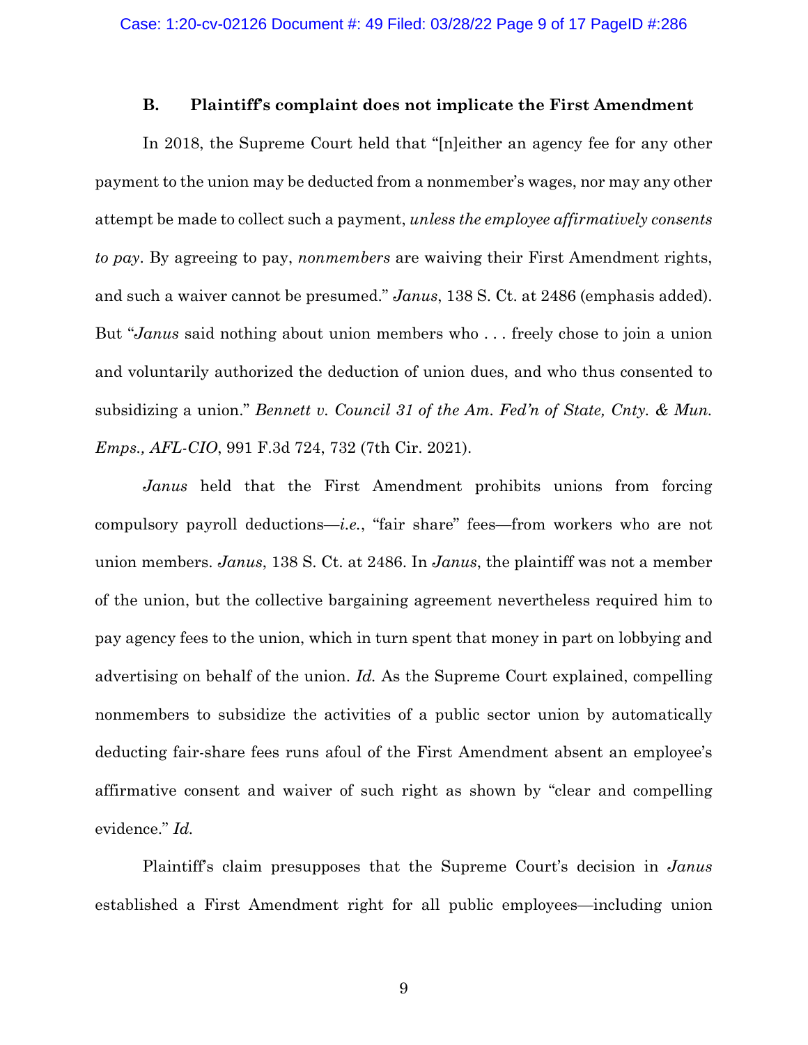### B. Plaintiff's complaint does not implicate the First Amendment

In 2018, the Supreme Court held that "[n]either an agency fee for any other payment to the union may be deducted from a nonmember's wages, nor may any other attempt be made to collect such a payment, *unless the employee affirmatively consents to pay*. By agreeing to pay, *nonmembers* are waiving their First Amendment rights, and such a waiver cannot be presumed." *Janus*, 138 S. Ct. at 2486 (emphasis added). But "*Janus* said nothing about union members who . . . freely chose to join a union and voluntarily authorized the deduction of union dues, and who thus consented to subsidizing a union." *Bennett v. Council 31 of the Am. Fed'n of State, Cnty. & Mun. Emps., AFL-CIO*, 991 F.3d 724, 732 (7th Cir. 2021).

*Janus* held that the First Amendment prohibits unions from forcing compulsory payroll deductions—*i.e.*, "fair share" fees—from workers who are not union members. *Janus*, 138 S. Ct. at 2486. In *Janus*, the plaintiff was not a member of the union, but the collective bargaining agreement nevertheless required him to pay agency fees to the union, which in turn spent that money in part on lobbying and advertising on behalf of the union. *Id.* As the Supreme Court explained, compelling nonmembers to subsidize the activities of a public sector union by automatically deducting fair-share fees runs afoul of the First Amendment absent an employee's affirmative consent and waiver of such right as shown by "clear and compelling evidence." *Id.*

Plaintiff's claim presupposes that the Supreme Court's decision in *Janus* established a First Amendment right for all public employees—including union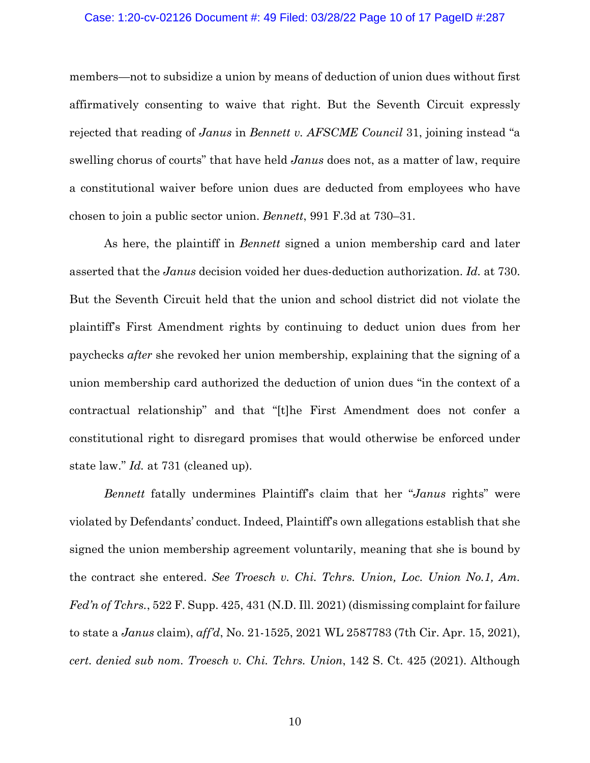members—not to subsidize a union by means of deduction of union dues without first affirmatively consenting to waive that right. But the Seventh Circuit expressly rejected that reading of *Janus* in *Bennett v. AFSCME Council* 31, joining instead "a swelling chorus of courts" that have held *Janus* does not, as a matter of law, require a constitutional waiver before union dues are deducted from employees who have chosen to join a public sector union. *Bennett*, 991 F.3d at 730–31.

As here, the plaintiff in *Bennett* signed a union membership card and later asserted that the *Janus* decision voided her dues-deduction authorization. *Id.* at 730. But the Seventh Circuit held that the union and school district did not violate the plaintiff's First Amendment rights by continuing to deduct union dues from her paychecks *after* she revoked her union membership, explaining that the signing of a union membership card authorized the deduction of union dues "in the context of a contractual relationship" and that "[t]he First Amendment does not confer a constitutional right to disregard promises that would otherwise be enforced under state law." *Id.* at 731 (cleaned up).

*Bennett* fatally undermines Plaintiff's claim that her "*Janus* rights" were violated by Defendants' conduct. Indeed, Plaintiff's own allegations establish that she signed the union membership agreement voluntarily, meaning that she is bound by the contract she entered. *See Troesch v. Chi. Tchrs. Union, Loc. Union No.1, Am. Fed'n of Tchrs.*, 522 F. Supp. 425, 431 (N.D. Ill. 2021) (dismissing complaint for failure to state a *Janus* claim), *aff'd*, No. 21-1525, 2021 WL 2587783 (7th Cir. Apr. 15, 2021), *cert. denied sub nom. Troesch v. Chi. Tchrs. Union*, 142 S. Ct. 425 (2021). Although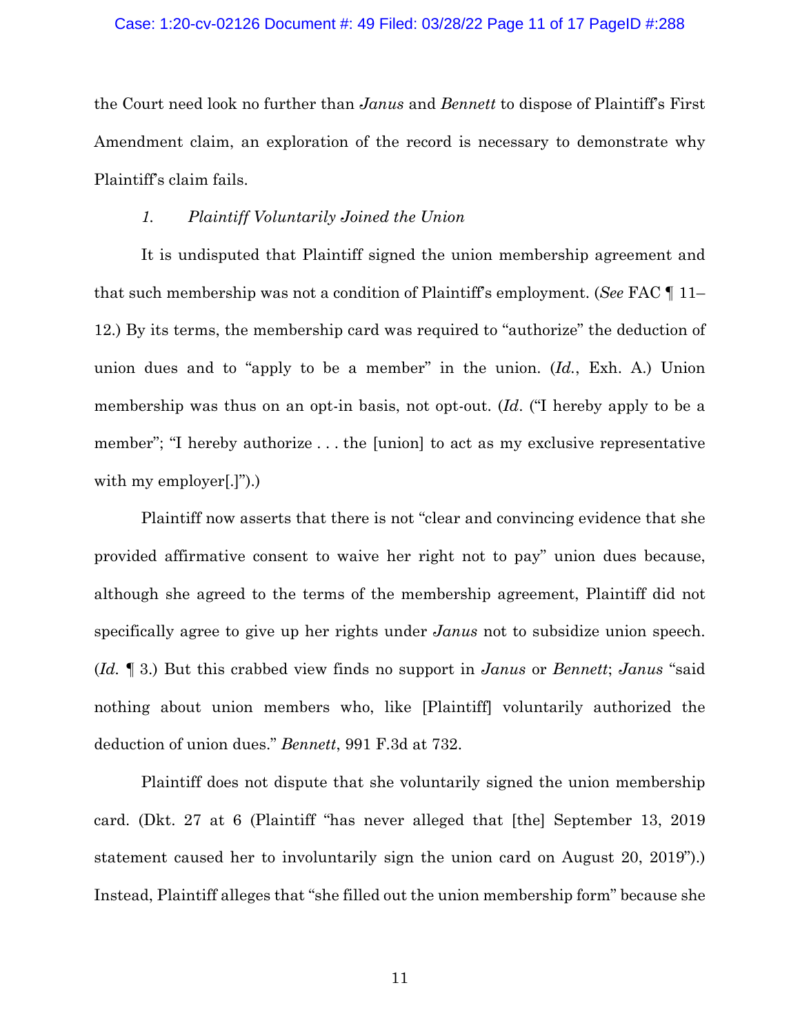the Court need look no further than *Janus* and *Bennett* to dispose of Plaintiff's First Amendment claim, an exploration of the record is necessary to demonstrate why Plaintiff's claim fails.

*1. Plaintiff Voluntarily Joined the Union*

It is undisputed that Plaintiff signed the union membership agreement and that such membership was not a condition of Plaintiff's employment. (*See* FAC ¶ 11–12.) By its terms, the membership card was required to "authorize" the deduction of union dues and to "apply to be a member" in the union. (*Id.*, Exh. A.) Union membership was thus on an opt-in basis, not opt-out. (*Id*. ("I hereby apply to be a member"; "I hereby authorize . . . the [union] to act as my exclusive representative with my employer[.]").)

Plaintiff now asserts that there is not "clear and convincing evidence that she provided affirmative consent to waive her right not to pay" union dues because, although she agreed to the terms of the membership agreement, Plaintiff did not specifically agree to give up her rights under *Janus* not to subsidize union speech. (*Id.* ¶ 3.) But this crabbed view finds no support in *Janus* or *Bennett*; *Janus* "said nothing about union members who, like [Plaintiff] voluntarily authorized the deduction of union dues." *Bennett*, 991 F.3d at 732.

Plaintiff does not dispute that she voluntarily signed the union membership card. (Dkt. 27 at 6 (Plaintiff "has never alleged that [the] September 13, 2019 statement caused her to involuntarily sign the union card on August 20, 2019").) Instead, Plaintiff alleges that "she filled out the union membership form" because she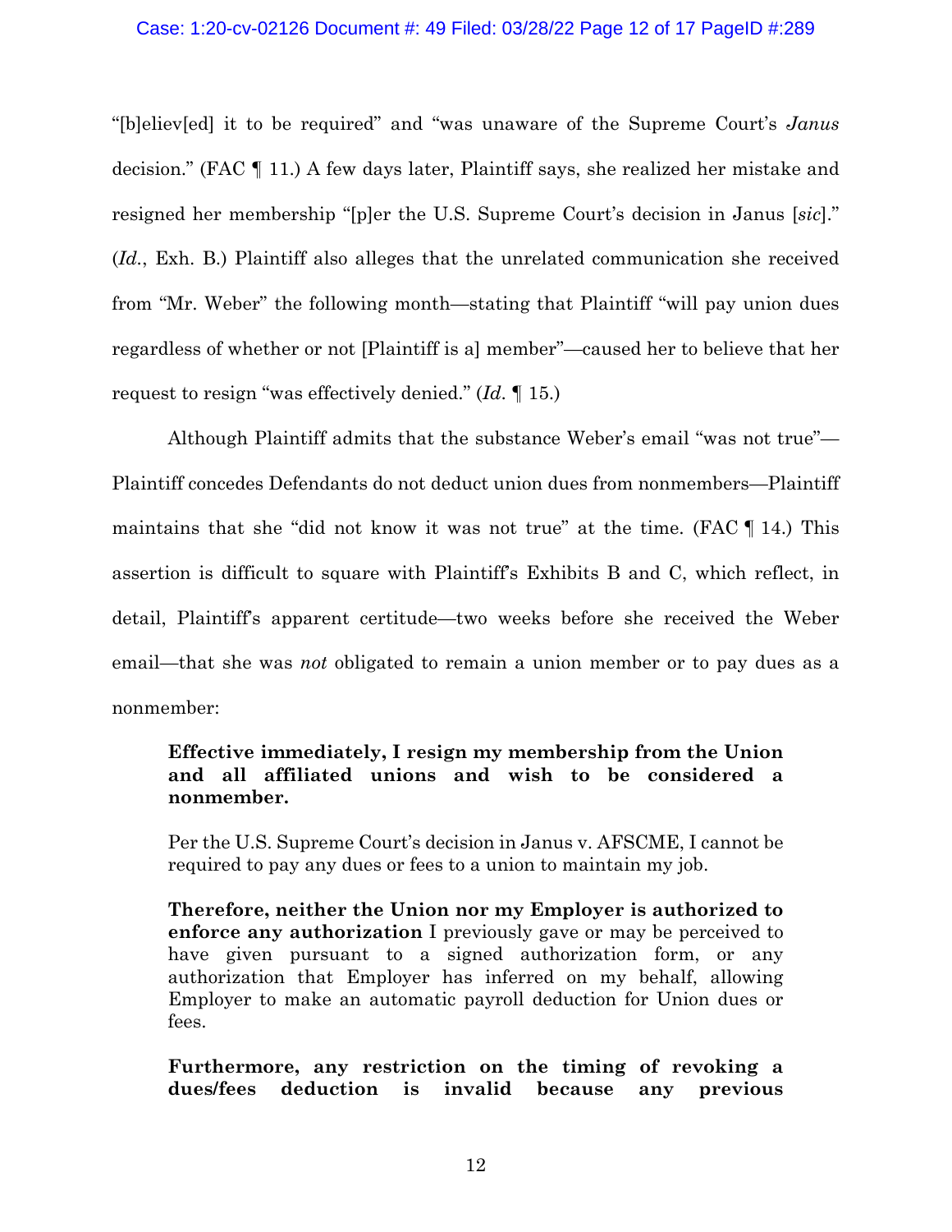"[b]eliev[ed] it to be required" and "was unaware of the Supreme Court's *Janus* decision." (FAC ¶ 11.) A few days later, Plaintiff says, she realized her mistake and resigned her membership "[p]er the U.S. Supreme Court's decision in Janus [*sic*]." (*Id.*, Exh. B.) Plaintiff also alleges that the unrelated communication she received from "Mr. Weber" the following month—stating that Plaintiff "will pay union dues regardless of whether or not [Plaintiff is a] member"—caused her to believe that her request to resign "was effectively denied." (*Id.* ¶ 15.)

Although Plaintiff admits that the substance Weber's email "was not true"—Plaintiff concedes Defendants do not deduct union dues from nonmembers—Plaintiff maintains that she "did not know it was not true" at the time. (FAC ¶ 14.) This assertion is difficult to square with Plaintiff's Exhibits B and C, which reflect, in detail, Plaintiff's apparent certitude—two weeks before she received the Weber email—that she was *not* obligated to remain a union member or to pay dues as a nonmember:

> **Effective immediately, I resign my membership from the Union and all affiliated unions and wish to be considered a nonmember.**
>
> Per the U.S. Supreme Court's decision in Janus v. AFSCME, I cannot be required to pay any dues or fees to a union to maintain my job.
>
> **Therefore, neither the Union nor my Employer is authorized to enforce any authorization** I previously gave or may be perceived to have given pursuant to a signed authorization form, or any authorization that Employer has inferred on my behalf, allowing Employer to make an automatic payroll deduction for Union dues or fees.
>
> **Furthermore, any restriction on the timing of revoking a dues/fees deduction is invalid because any previous**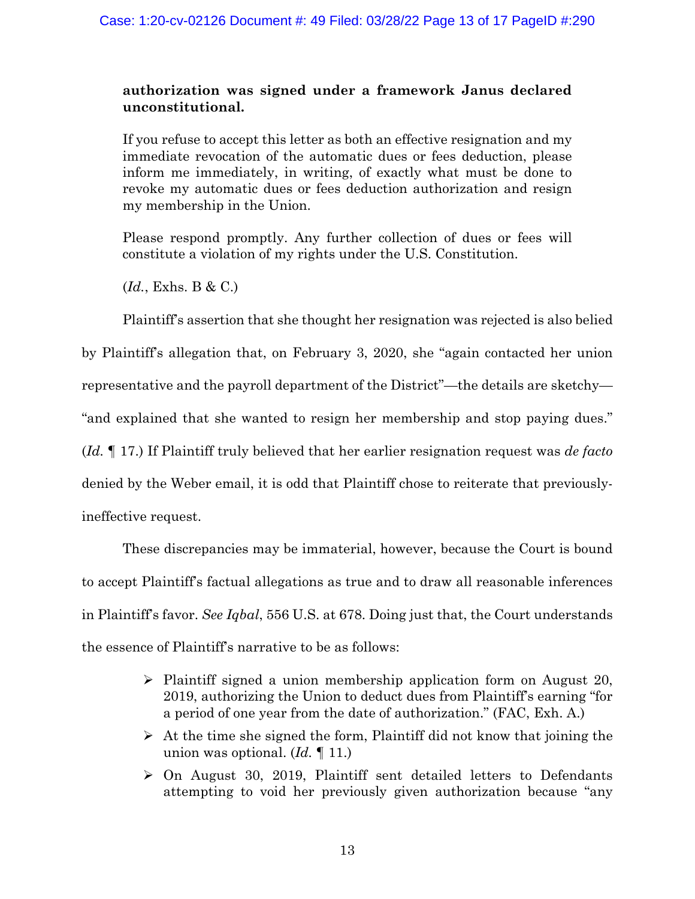**authorization was signed under a framework Janus declared unconstitutional.**

> If you refuse to accept this letter as both an effective resignation and my immediate revocation of the automatic dues or fees deduction, please inform me immediately, in writing, of exactly what must be done to revoke my automatic dues or fees deduction authorization and resign my membership in the Union.
>
> Please respond promptly. Any further collection of dues or fees will constitute a violation of my rights under the U.S. Constitution.
>
> (*Id.*, Exhs. B & C.)

Plaintiff's assertion that she thought her resignation was rejected is also belied by Plaintiff's allegation that, on February 3, 2020, she "again contacted her union representative and the payroll department of the District"—the details are sketchy—"and explained that she wanted to resign her membership and stop paying dues." (*Id.* ¶ 17.) If Plaintiff truly believed that her earlier resignation request was *de facto* denied by the Weber email, it is odd that Plaintiff chose to reiterate that previously-ineffective request.

These discrepancies may be immaterial, however, because the Court is bound to accept Plaintiff's factual allegations as true and to draw all reasonable inferences in Plaintiff's favor. *See Iqbal*, 556 U.S. at 678. Doing just that, the Court understands the essence of Plaintiff's narrative to be as follows:

- Plaintiff signed a union membership application form on August 20, 2019, authorizing the Union to deduct dues from Plaintiff's earning "for a period of one year from the date of authorization." (FAC, Exh. A.)
- At the time she signed the form, Plaintiff did not know that joining the union was optional. (*Id.* ¶ 11.)
- On August 30, 2019, Plaintiff sent detailed letters to Defendants attempting to void her previously given authorization because "any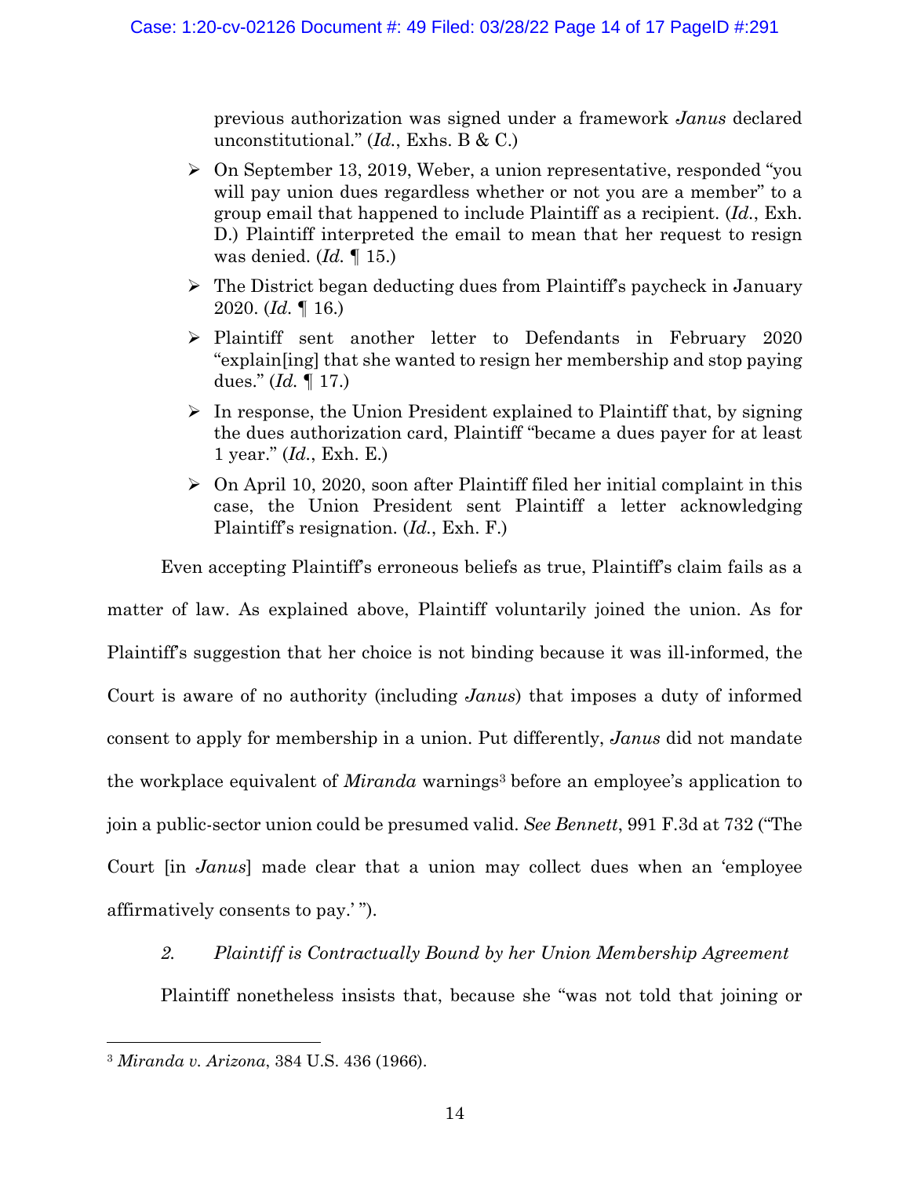previous authorization was signed under a framework *Janus* declared unconstitutional." (*Id.*, Exhs. B & C.)

- On September 13, 2019, Weber, a union representative, responded "you will pay union dues regardless whether or not you are a member" to a group email that happened to include Plaintiff as a recipient. (*Id.*, Exh. D.) Plaintiff interpreted the email to mean that her request to resign was denied. (*Id.* ¶ 15.)
- The District began deducting dues from Plaintiff's paycheck in January 2020. (*Id.* ¶ 16.)
- Plaintiff sent another letter to Defendants in February 2020 "explain[ing] that she wanted to resign her membership and stop paying dues." (*Id.* ¶ 17.)
- In response, the Union President explained to Plaintiff that, by signing the dues authorization card, Plaintiff "became a dues payer for at least 1 year." (*Id.*, Exh. E.)
- On April 10, 2020, soon after Plaintiff filed her initial complaint in this case, the Union President sent Plaintiff a letter acknowledging Plaintiff's resignation. (*Id.*, Exh. F.)

Even accepting Plaintiff's erroneous beliefs as true, Plaintiff's claim fails as a matter of law. As explained above, Plaintiff voluntarily joined the union. As for Plaintiff's suggestion that her choice is not binding because it was ill-informed, the Court is aware of no authority (including *Janus*) that imposes a duty of informed consent to apply for membership in a union. Put differently, *Janus* did not mandate the workplace equivalent of *Miranda* warnings[3] before an employee's application to join a public-sector union could be presumed valid. *See Bennett*, 991 F.3d at 732 ("The Court [in *Janus*] made clear that a union may collect dues when an 'employee affirmatively consents to pay.' ").

*2. Plaintiff is Contractually Bound by her Union Membership Agreement*

Plaintiff nonetheless insists that, because she "was not told that joining or

[3] *Miranda v. Arizona*, 384 U.S. 436 (1966).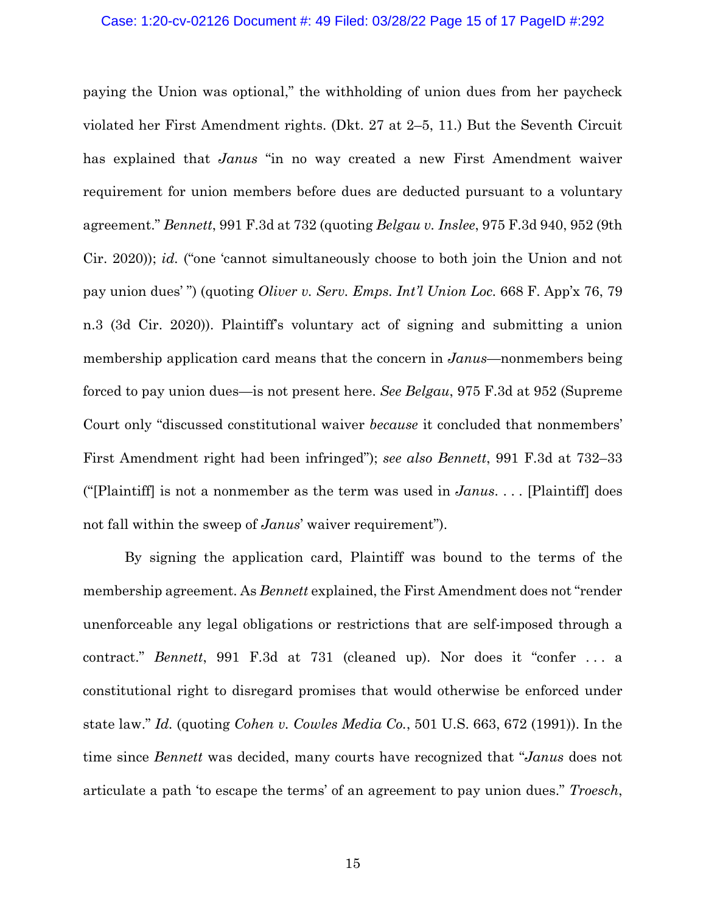paying the Union was optional," the withholding of union dues from her paycheck violated her First Amendment rights. (Dkt. 27 at 2–5, 11.) But the Seventh Circuit has explained that *Janus* "in no way created a new First Amendment waiver requirement for union members before dues are deducted pursuant to a voluntary agreement." *Bennett*, 991 F.3d at 732 (quoting *Belgau v. Inslee*, 975 F.3d 940, 952 (9th Cir. 2020)); *id.* ("one 'cannot simultaneously choose to both join the Union and not pay union dues' ") (quoting *Oliver v. Serv. Emps. Int'l Union Loc.* 668 F. App'x 76, 79 n.3 (3d Cir. 2020)). Plaintiff's voluntary act of signing and submitting a union membership application card means that the concern in *Janus*—nonmembers being forced to pay union dues—is not present here. *See Belgau*, 975 F.3d at 952 (Supreme Court only "discussed constitutional waiver *because* it concluded that nonmembers' First Amendment right had been infringed"); *see also Bennett*, 991 F.3d at 732–33 ("[Plaintiff] is not a nonmember as the term was used in *Janus*. . . . [Plaintiff] does not fall within the sweep of *Janus*' waiver requirement").

By signing the application card, Plaintiff was bound to the terms of the membership agreement. As *Bennett* explained, the First Amendment does not "render unenforceable any legal obligations or restrictions that are self-imposed through a contract." *Bennett*, 991 F.3d at 731 (cleaned up). Nor does it "confer . . . a constitutional right to disregard promises that would otherwise be enforced under state law." *Id.* (quoting *Cohen v. Cowles Media Co.*, 501 U.S. 663, 672 (1991)). In the time since *Bennett* was decided, many courts have recognized that "*Janus* does not articulate a path 'to escape the terms' of an agreement to pay union dues." *Troesch*,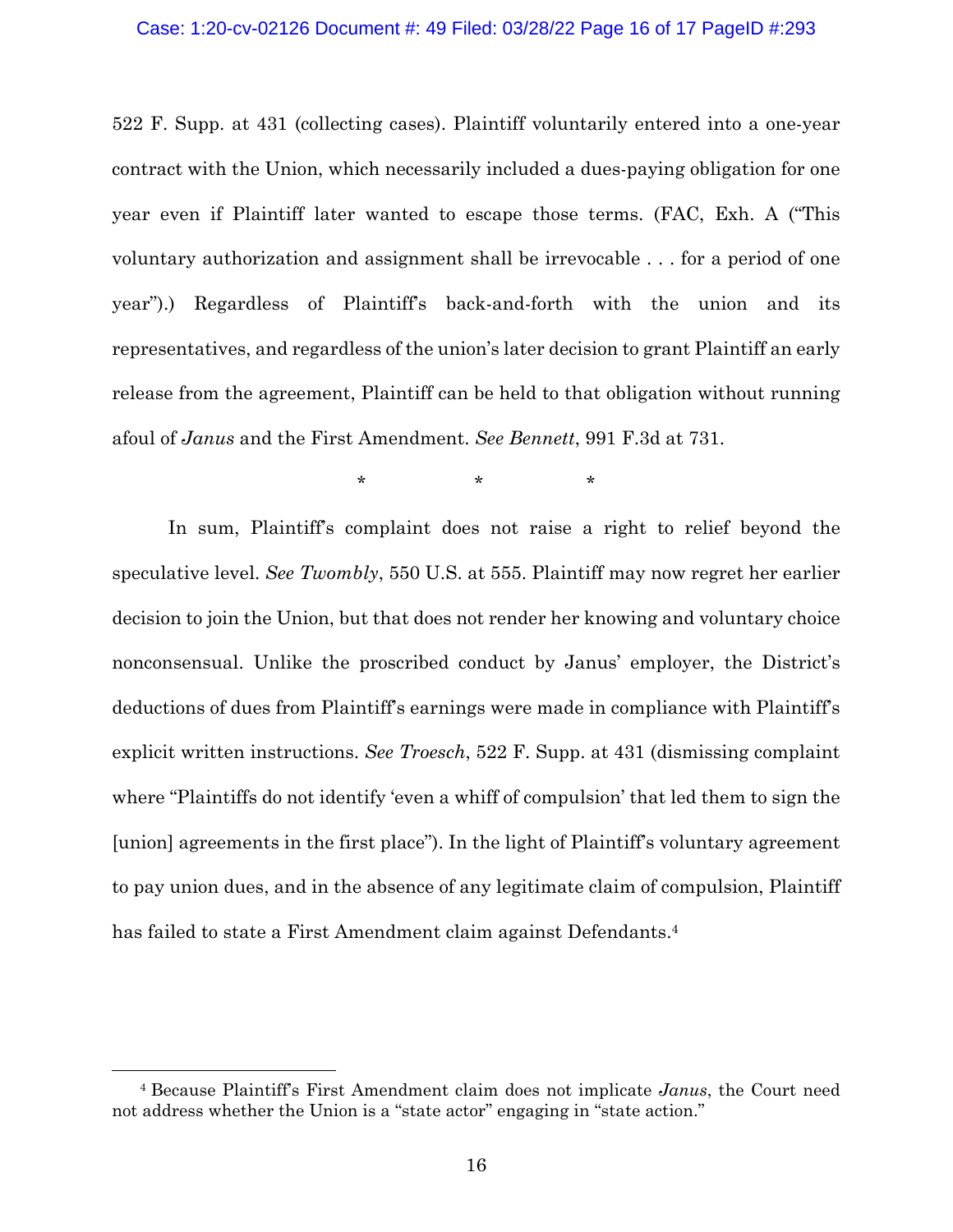522 F. Supp. at 431 (collecting cases). Plaintiff voluntarily entered into a one-year contract with the Union, which necessarily included a dues-paying obligation for one year even if Plaintiff later wanted to escape those terms. (FAC, Exh. A ("This voluntary authorization and assignment shall be irrevocable . . . for a period of one year").) Regardless of Plaintiff's back-and-forth with the union and its representatives, and regardless of the union's later decision to grant Plaintiff an early release from the agreement, Plaintiff can be held to that obligation without running afoul of *Janus* and the First Amendment. *See Bennett*, 991 F.3d at 731.

\* \* \*

In sum, Plaintiff's complaint does not raise a right to relief beyond the speculative level. *See Twombly*, 550 U.S. at 555. Plaintiff may now regret her earlier decision to join the Union, but that does not render her knowing and voluntary choice nonconsensual. Unlike the proscribed conduct by Janus' employer, the District's deductions of dues from Plaintiff's earnings were made in compliance with Plaintiff's explicit written instructions. *See Troesch*, 522 F. Supp. at 431 (dismissing complaint where "Plaintiffs do not identify 'even a whiff of compulsion' that led them to sign the [union] agreements in the first place"). In the light of Plaintiff's voluntary agreement to pay union dues, and in the absence of any legitimate claim of compulsion, Plaintiff has failed to state a First Amendment claim against Defendants.[4]

---

[4] Because Plaintiff's First Amendment claim does not implicate *Janus*, the Court need not address whether the Union is a "state actor" engaging in "state action."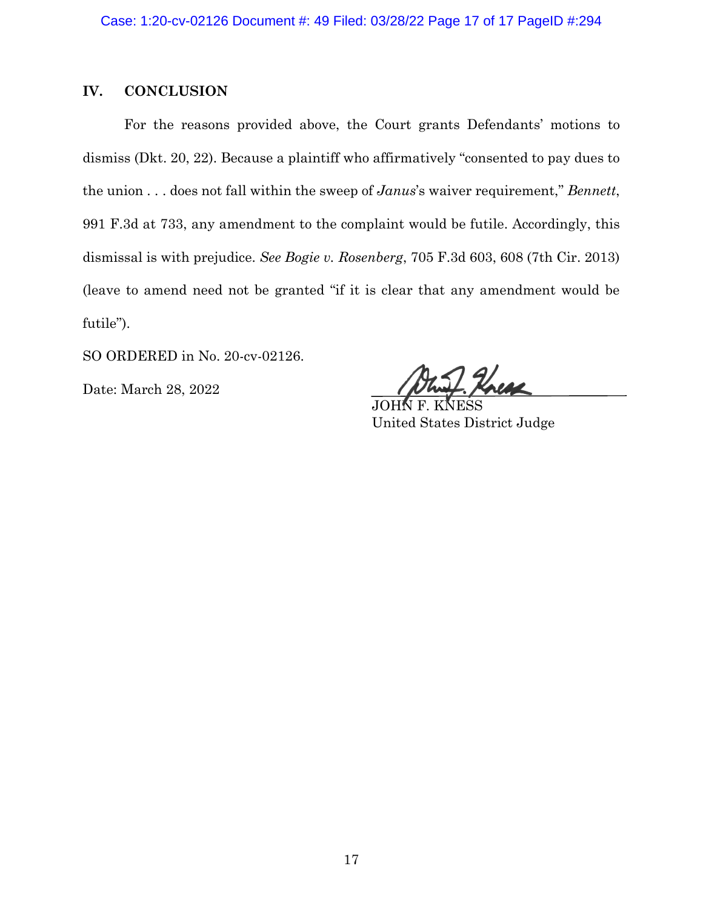## IV. CONCLUSION

For the reasons provided above, the Court grants Defendants' motions to dismiss (Dkt. 20, 22). Because a plaintiff who affirmatively "consented to pay dues to the union . . . does not fall within the sweep of *Janus*'s waiver requirement," *Bennett*, 991 F.3d at 733, any amendment to the complaint would be futile. Accordingly, this dismissal is with prejudice. *See Bogie v. Rosenberg*, 705 F.3d 603, 608 (7th Cir. 2013) (leave to amend need not be granted "if it is clear that any amendment would be futile").

SO ORDERED in No. 20-cv-02126.

Date: March 28, 2022

JOHN F. KNESS
United States District Judge